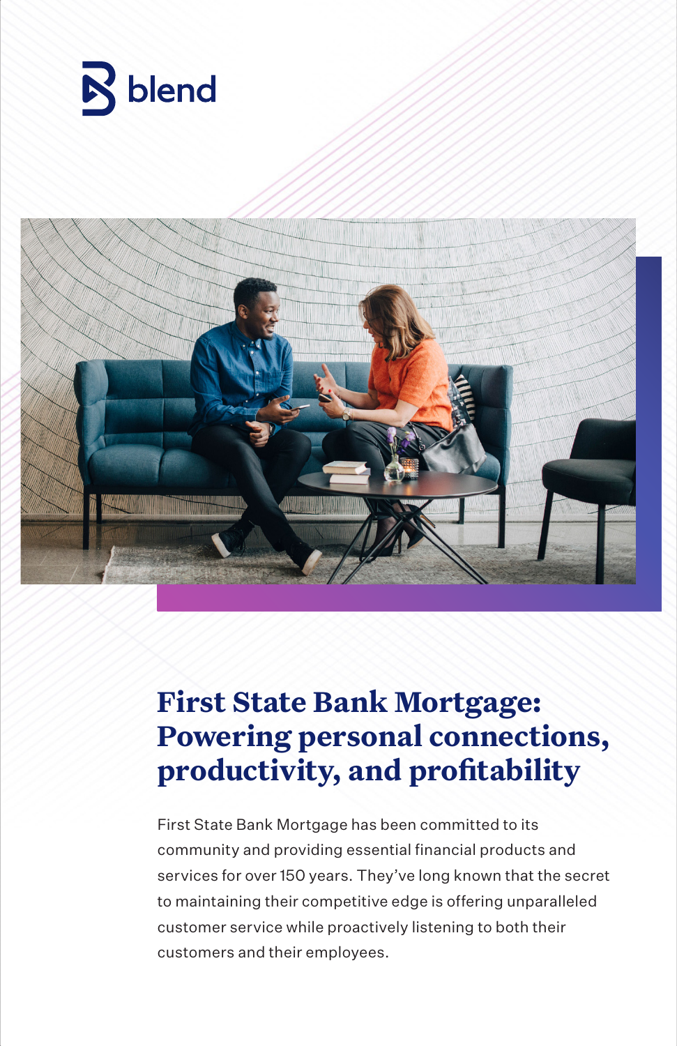blend

# First State Bank Mortgage: Powering personal connections, productivity, and profitability

First State Bank Mortgage has been committed to its community and providing essential financial products and services for over 150 years. They've long known that the secret to maintaining their competitive edge is offering unparalleled customer service while proactively listening to both their customers and their employees.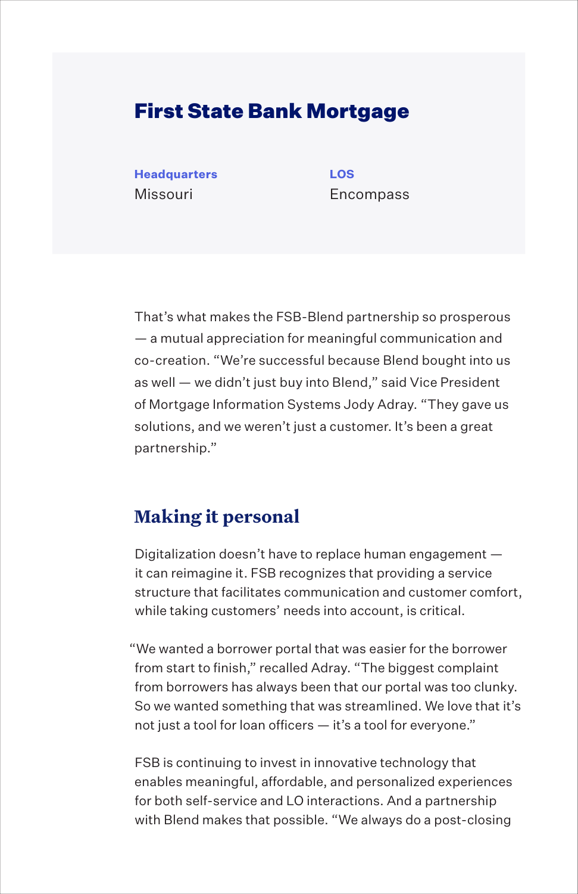# First State Bank Mortgage

**Headquarters**
Missouri

**LOS**
Encompass

That's what makes the FSB-Blend partnership so prosperous — a mutual appreciation for meaningful communication and co-creation. "We're successful because Blend bought into us as well — we didn't just buy into Blend," said Vice President of Mortgage Information Systems Jody Adray. "They gave us solutions, and we weren't just a customer. It's been a great partnership."

## Making it personal

Digitalization doesn't have to replace human engagement — it can reimagine it. FSB recognizes that providing a service structure that facilitates communication and customer comfort, while taking customers' needs into account, is critical.

"We wanted a borrower portal that was easier for the borrower from start to finish," recalled Adray. "The biggest complaint from borrowers has always been that our portal was too clunky. So we wanted something that was streamlined. We love that it's not just a tool for loan officers — it's a tool for everyone."

FSB is continuing to invest in innovative technology that enables meaningful, affordable, and personalized experiences for both self-service and LO interactions. And a partnership with Blend makes that possible. "We always do a post-closing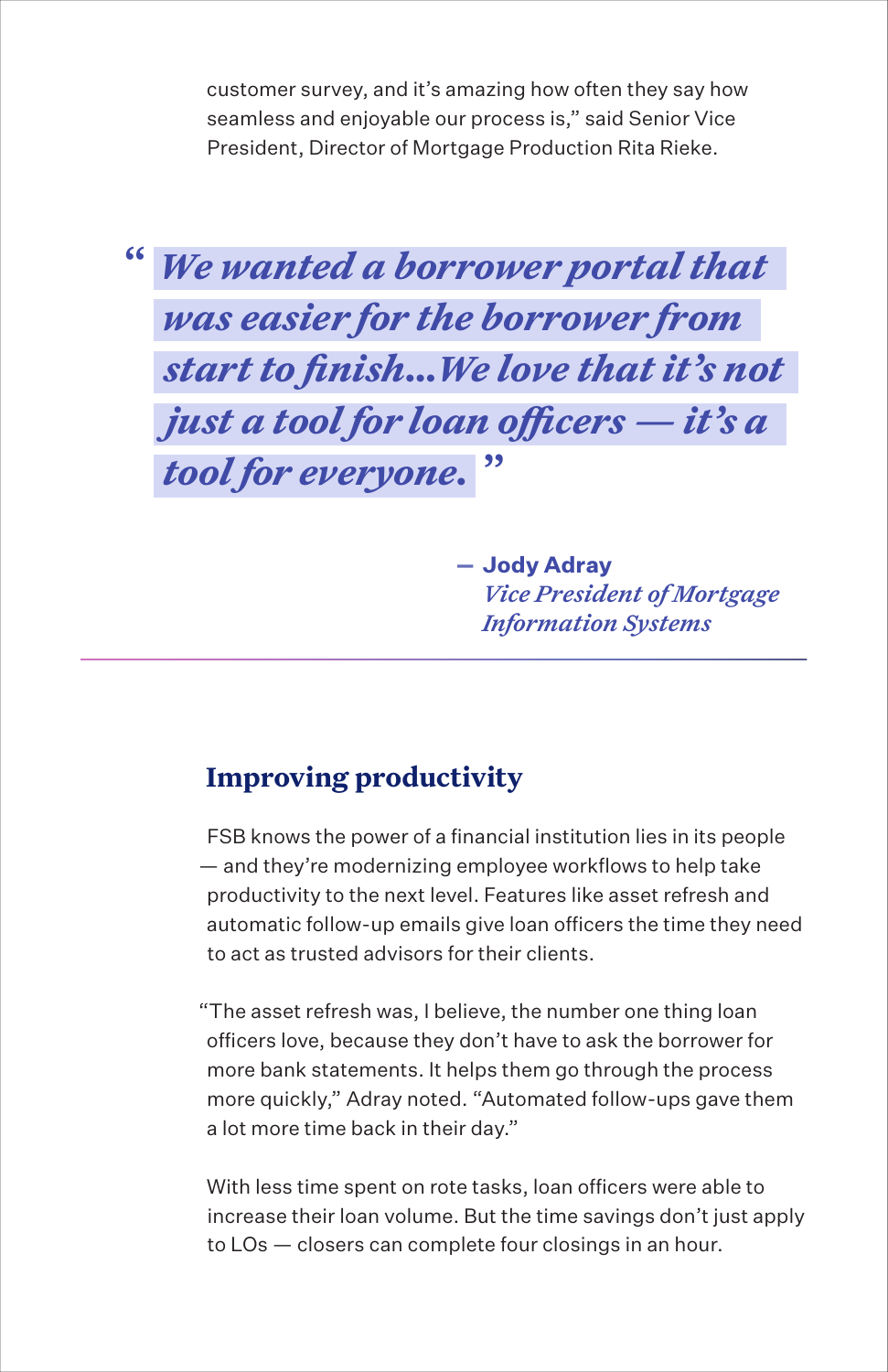customer survey, and it's amazing how often they say how seamless and enjoyable our process is," said Senior Vice President, Director of Mortgage Production Rita Rieke.

> ***"We wanted a borrower portal that was easier for the borrower from start to finish...We love that it's not just a tool for loan officers — it's a tool for everyone."***
>
> — **Jody Adray**
> *Vice President of Mortgage Information Systems*

---

## Improving productivity

FSB knows the power of a financial institution lies in its people — and they're modernizing employee workflows to help take productivity to the next level. Features like asset refresh and automatic follow-up emails give loan officers the time they need to act as trusted advisors for their clients.

"The asset refresh was, I believe, the number one thing loan officers love, because they don't have to ask the borrower for more bank statements. It helps them go through the process more quickly," Adray noted. "Automated follow-ups gave them a lot more time back in their day."

With less time spent on rote tasks, loan officers were able to increase their loan volume. But the time savings don't just apply to LOs — closers can complete four closings in an hour.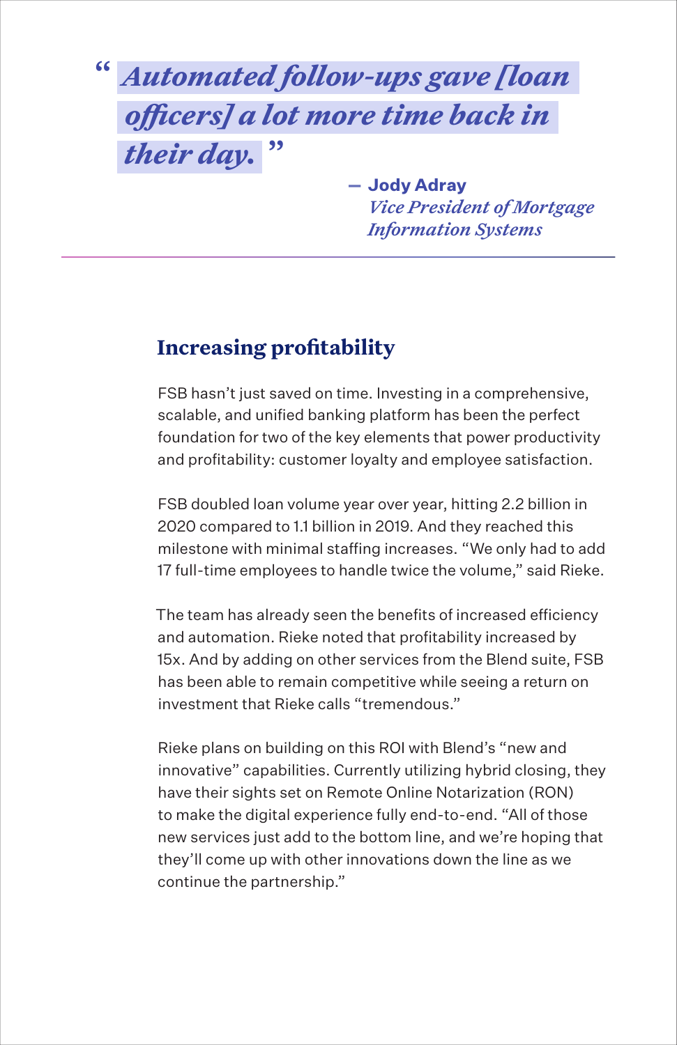> *"Automated follow-ups gave [loan officers] a lot more time back in their day."*
>
> — **Jody Adray**
> *Vice President of Mortgage Information Systems*

## Increasing profitability

FSB hasn't just saved on time. Investing in a comprehensive, scalable, and unified banking platform has been the perfect foundation for two of the key elements that power productivity and profitability: customer loyalty and employee satisfaction.

FSB doubled loan volume year over year, hitting 2.2 billion in 2020 compared to 1.1 billion in 2019. And they reached this milestone with minimal staffing increases. "We only had to add 17 full-time employees to handle twice the volume," said Rieke.

The team has already seen the benefits of increased efficiency and automation. Rieke noted that profitability increased by 15x. And by adding on other services from the Blend suite, FSB has been able to remain competitive while seeing a return on investment that Rieke calls "tremendous."

Rieke plans on building on this ROI with Blend's "new and innovative" capabilities. Currently utilizing hybrid closing, they have their sights set on Remote Online Notarization (RON) to make the digital experience fully end-to-end. "All of those new services just add to the bottom line, and we're hoping that they'll come up with other innovations down the line as we continue the partnership."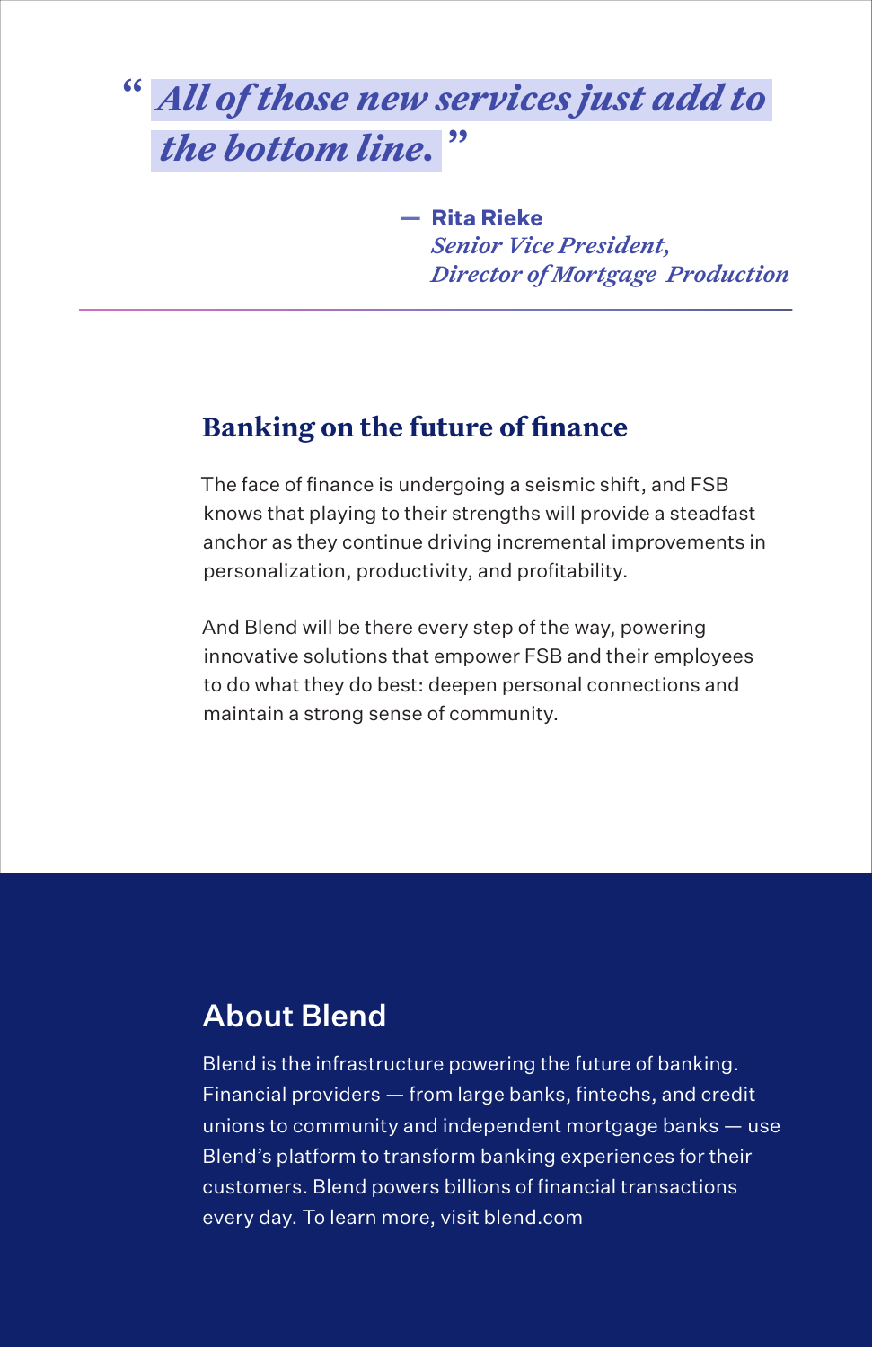> *"All of those new services just add to the bottom line."*
>
> — **Rita Rieke**
> *Senior Vice President, Director of Mortgage Production*

---

## Banking on the future of finance

The face of finance is undergoing a seismic shift, and FSB knows that playing to their strengths will provide a steadfast anchor as they continue driving incremental improvements in personalization, productivity, and profitability.

And Blend will be there every step of the way, powering innovative solutions that empower FSB and their employees to do what they do best: deepen personal connections and maintain a strong sense of community.

## About Blend

Blend is the infrastructure powering the future of banking. Financial providers — from large banks, fintechs, and credit unions to community and independent mortgage banks — use Blend's platform to transform banking experiences for their customers. Blend powers billions of financial transactions every day. To learn more, visit blend.com